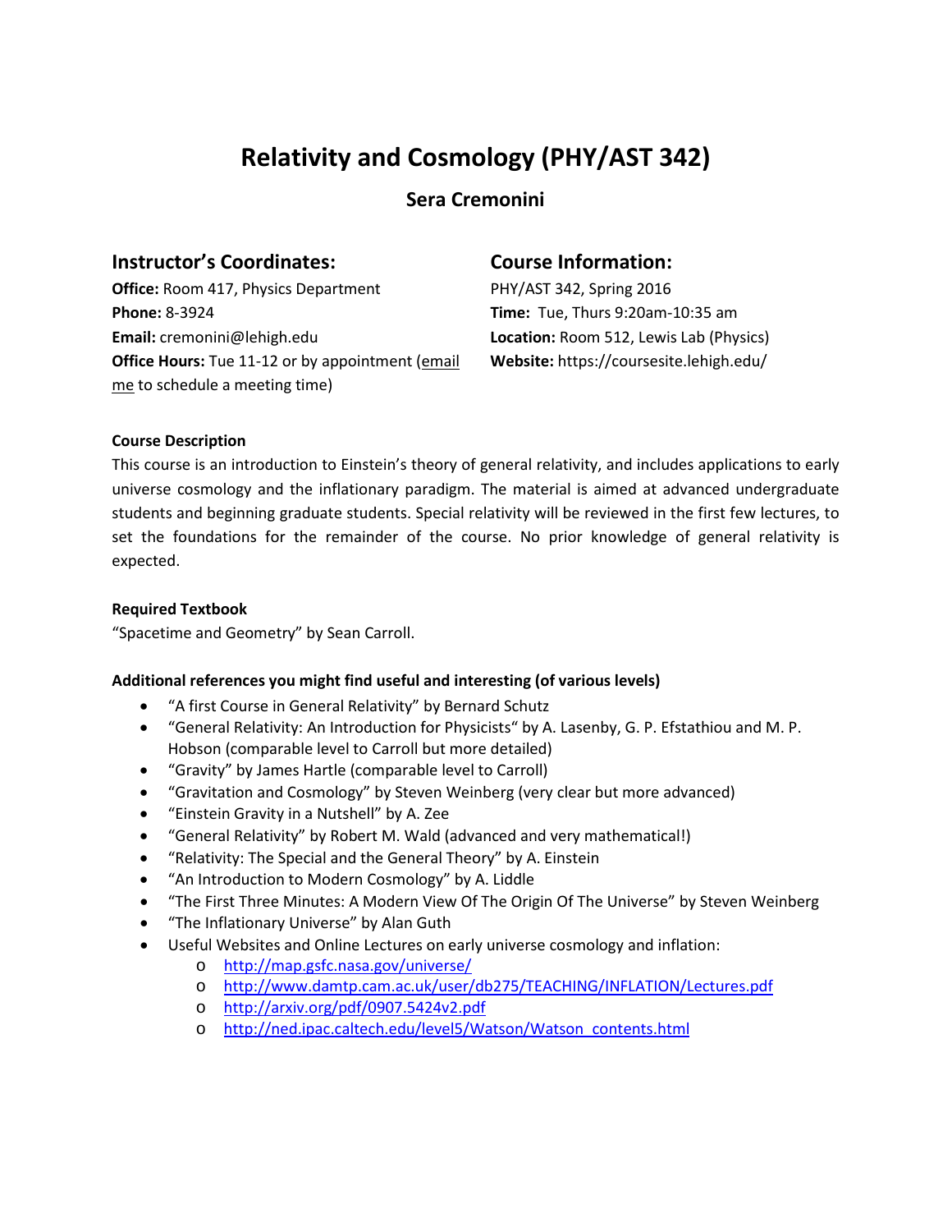# Relativity and Cosmology (PHY/AST 342)

## Sera Cremonini

### Instructor's Coordinates:

**Office:** Room 417, Physics Department
**Phone:** 8-3924
**Email:** cremonini@lehigh.edu
**Office Hours:** Tue 11-12 or by appointment (email me to schedule a meeting time)

### Course Information:

PHY/AST 342, Spring 2016
**Time:** Tue, Thurs 9:20am-10:35 am
**Location:** Room 512, Lewis Lab (Physics)
**Website:** https://coursesite.lehigh.edu/

**Course Description**

This course is an introduction to Einstein's theory of general relativity, and includes applications to early universe cosmology and the inflationary paradigm. The material is aimed at advanced undergraduate students and beginning graduate students. Special relativity will be reviewed in the first few lectures, to set the foundations for the remainder of the course. No prior knowledge of general relativity is expected.

**Required Textbook**

"Spacetime and Geometry" by Sean Carroll.

**Additional references you might find useful and interesting (of various levels)**

- "A first Course in General Relativity" by Bernard Schutz
- "General Relativity: An Introduction for Physicists" by A. Lasenby, G. P. Efstathiou and M. P. Hobson (comparable level to Carroll but more detailed)
- "Gravity" by James Hartle (comparable level to Carroll)
- "Gravitation and Cosmology" by Steven Weinberg (very clear but more advanced)
- "Einstein Gravity in a Nutshell" by A. Zee
- "General Relativity" by Robert M. Wald (advanced and very mathematical!)
- "Relativity: The Special and the General Theory" by A. Einstein
- "An Introduction to Modern Cosmology" by A. Liddle
- "The First Three Minutes: A Modern View Of The Origin Of The Universe" by Steven Weinberg
- "The Inflationary Universe" by Alan Guth
- Useful Websites and Online Lectures on early universe cosmology and inflation:
    - http://map.gsfc.nasa.gov/universe/
    - http://www.damtp.cam.ac.uk/user/db275/TEACHING/INFLATION/Lectures.pdf
    - http://arxiv.org/pdf/0907.5424v2.pdf
    - http://ned.ipac.caltech.edu/level5/Watson/Watson_contents.html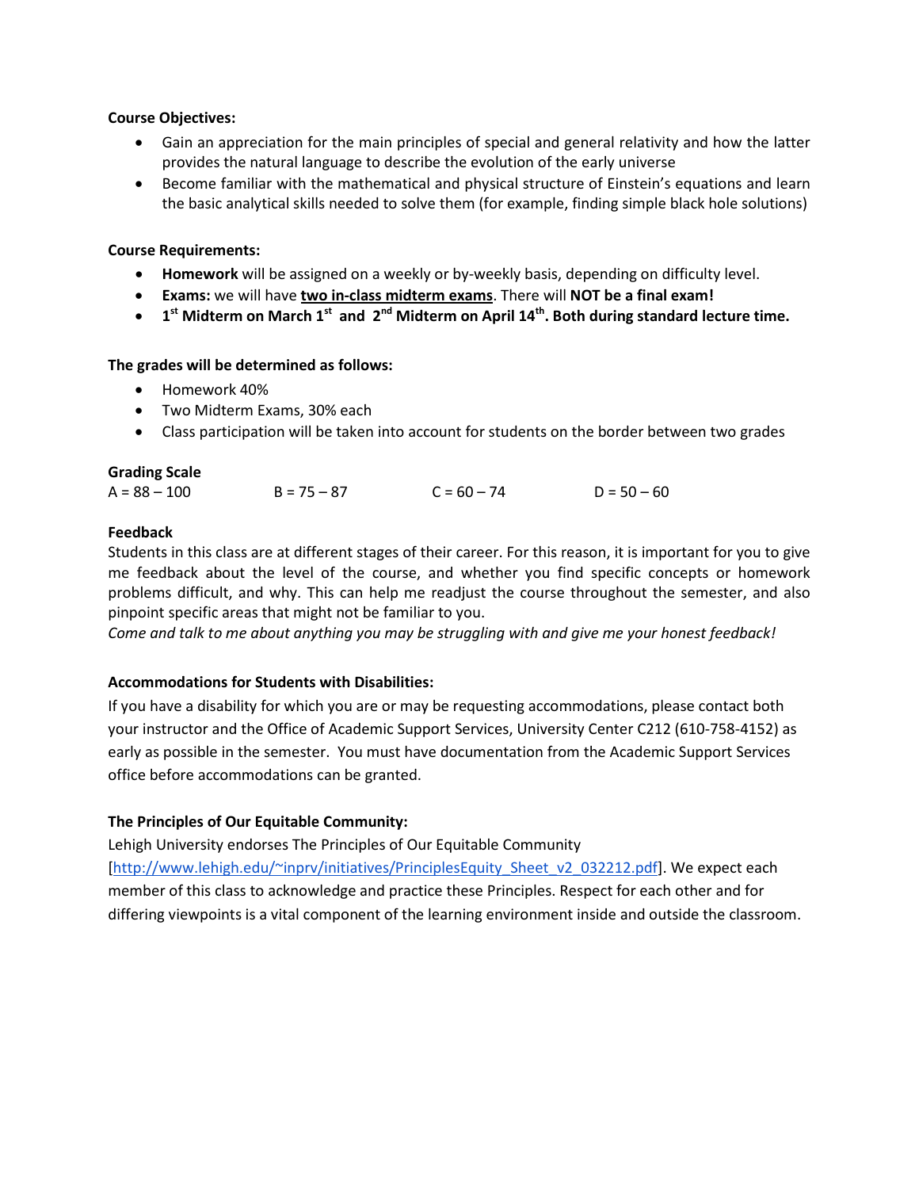**Course Objectives:**

- Gain an appreciation for the main principles of special and general relativity and how the latter provides the natural language to describe the evolution of the early universe
- Become familiar with the mathematical and physical structure of Einstein's equations and learn the basic analytical skills needed to solve them (for example, finding simple black hole solutions)

**Course Requirements:**

- **Homework** will be assigned on a weekly or by-weekly basis, depending on difficulty level.
- **Exams:** we will have **two in-class midterm exams**. There will **NOT be a final exam!**
- **1st Midterm on March 1st and 2nd Midterm on April 14th. Both during standard lecture time.**

**The grades will be determined as follows:**

- Homework 40%
- Two Midterm Exams, 30% each
- Class participation will be taken into account for students on the border between two grades

**Grading Scale**

A = 88 – 100 B = 75 – 87 C = 60 – 74 D = 50 – 60

**Feedback**

Students in this class are at different stages of their career. For this reason, it is important for you to give me feedback about the level of the course, and whether you find specific concepts or homework problems difficult, and why. This can help me readjust the course throughout the semester, and also pinpoint specific areas that might not be familiar to you.

*Come and talk to me about anything you may be struggling with and give me your honest feedback!*

**Accommodations for Students with Disabilities:**

If you have a disability for which you are or may be requesting accommodations, please contact both your instructor and the Office of Academic Support Services, University Center C212 (610-758-4152) as early as possible in the semester. You must have documentation from the Academic Support Services office before accommodations can be granted.

**The Principles of Our Equitable Community:**

Lehigh University endorses The Principles of Our Equitable Community [http://www.lehigh.edu/~inprv/initiatives/PrinciplesEquity_Sheet_v2_032212.pdf]. We expect each member of this class to acknowledge and practice these Principles. Respect for each other and for differing viewpoints is a vital component of the learning environment inside and outside the classroom.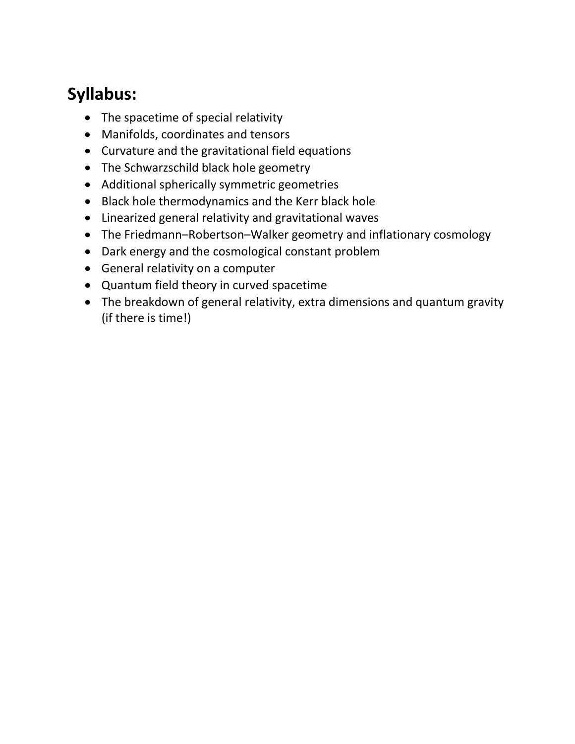## Syllabus:

- The spacetime of special relativity
- Manifolds, coordinates and tensors
- Curvature and the gravitational field equations
- The Schwarzschild black hole geometry
- Additional spherically symmetric geometries
- Black hole thermodynamics and the Kerr black hole
- Linearized general relativity and gravitational waves
- The Friedmann–Robertson–Walker geometry and inflationary cosmology
- Dark energy and the cosmological constant problem
- General relativity on a computer
- Quantum field theory in curved spacetime
- The breakdown of general relativity, extra dimensions and quantum gravity (if there is time!)